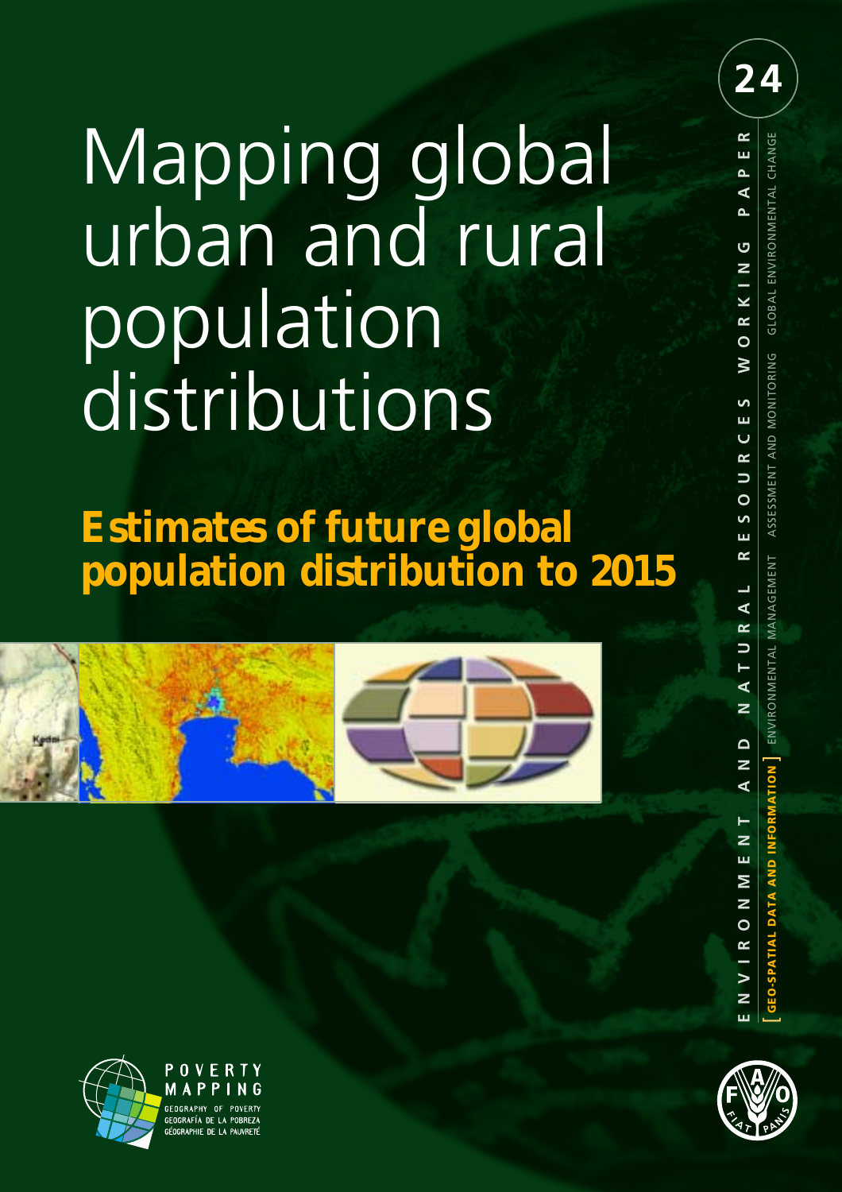24

# Mapping global urban and rural population distributions

## Estimates of future global population distribution to 2015

ENVIRONMENT AND NATURAL RESOURCES WORKING PAPER

[GEO-SPATIAL DATA AND INFORMATION] ENVIRONMENTAL MANAGEMENT ASSESSMENT AND MONITORING GLOBAL ENVIRONMENTAL CHANGE

POVERTY MAPPING
GEOGRAPHY OF POVERTY
GEOGRAFÍA DE LA POBREZA
GÉOGRAPHIE DE LA PAUVRETÉ

FIAT PANIS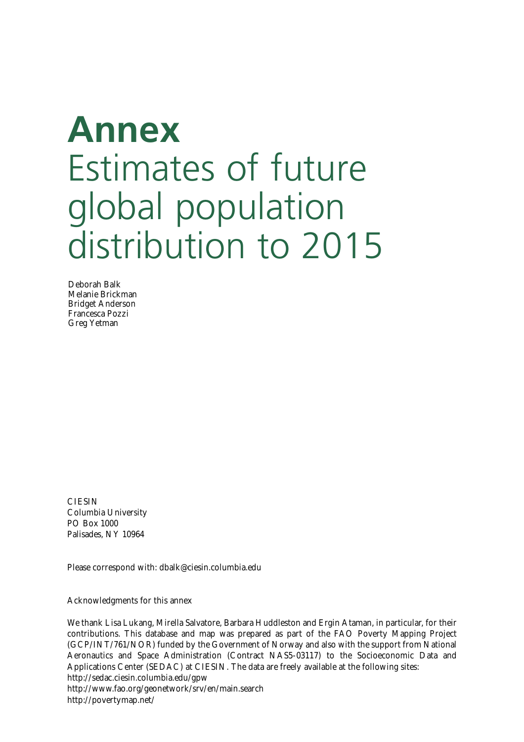# Annex
# Estimates of future global population distribution to 2015

Deborah Balk
Melanie Brickman
Bridget Anderson
Francesca Pozzi
Greg Yetman

CIESIN
Columbia University
PO Box 1000
Palisades, NY 10964

Please correspond with: dbalk@ciesin.columbia.edu

Acknowledgments for this annex

We thank Lisa Lukang, Mirella Salvatore, Barbara Huddleston and Ergin Ataman, in particular, for their contributions. This database and map was prepared as part of the FAO Poverty Mapping Project (GCP/INT/761/NOR) funded by the Government of Norway and also with the support from National Aeronautics and Space Administration (Contract NAS5-03117) to the Socioeconomic Data and Applications Center (SEDAC) at CIESIN. The data are freely available at the following sites:
http://sedac.ciesin.columbia.edu/gpw
http://www.fao.org/geonetwork/srv/en/main.search
http://povertymap.net/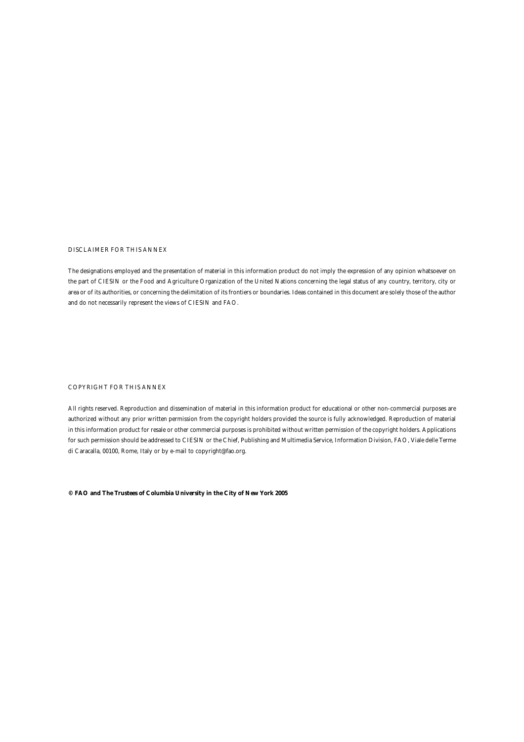DISCLAIMER FOR THIS ANNEX

The designations employed and the presentation of material in this information product do not imply the expression of any opinion whatsoever on the part of CIESIN or the Food and Agriculture Organization of the United Nations concerning the legal status of any country, territory, city or area or of its authorities, or concerning the delimitation of its frontiers or boundaries. Ideas contained in this document are solely those of the author and do not necessarily represent the views of CIESIN and FAO.

COPYRIGHT FOR THIS ANNEX

All rights reserved. Reproduction and dissemination of material in this information product for educational or other non-commercial purposes are authorized without any prior written permission from the copyright holders provided the source is fully acknowledged. Reproduction of material in this information product for resale or other commercial purposes is prohibited without written permission of the copyright holders. Applications for such permission should be addressed to CIESIN or the Chief, Publishing and Multimedia Service, Information Division, FAO, Viale delle Terme di Caracalla, 00100, Rome, Italy or by e-mail to copyright@fao.org.

**© FAO and The Trustees of Columbia University in the City of New York 2005**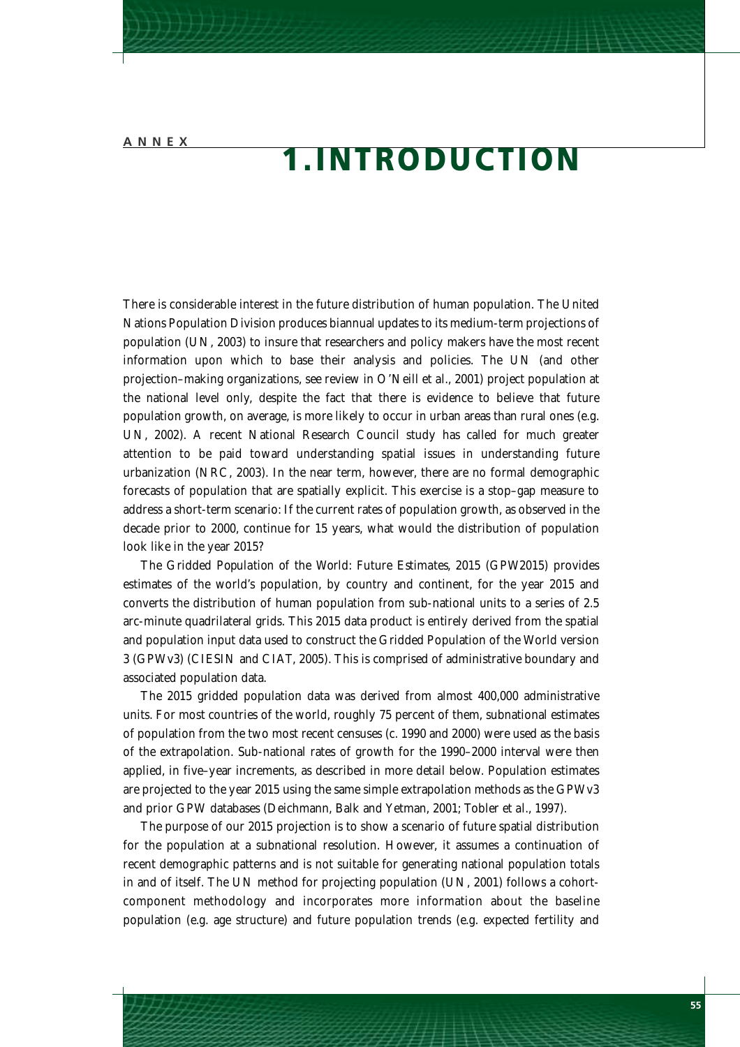ANNEX

# 1.INTRODUCTION

There is considerable interest in the future distribution of human population. The United Nations Population Division produces biannual updates to its medium-term projections of population (UN, 2003) to insure that researchers and policy makers have the most recent information upon which to base their analysis and policies. The UN (and other projection–making organizations, see review in O'Neill et al., 2001) project population at the national level only, despite the fact that there is evidence to believe that future population growth, on average, is more likely to occur in urban areas than rural ones (e.g. UN, 2002). A recent National Research Council study has called for much greater attention to be paid toward understanding spatial issues in understanding future urbanization (NRC, 2003). In the near term, however, there are no formal demographic forecasts of population that are spatially explicit. This exercise is a stop–gap measure to address a short-term scenario: If the current rates of population growth, as observed in the decade prior to 2000, continue for 15 years, what would the distribution of population look like in the year 2015?

The Gridded Population of the World: Future Estimates, 2015 (GPW2015) provides estimates of the world's population, by country and continent, for the year 2015 and converts the distribution of human population from sub-national units to a series of 2.5 arc-minute quadrilateral grids. This 2015 data product is entirely derived from the spatial and population input data used to construct the Gridded Population of the World version 3 (GPWv3) (CIESIN and CIAT, 2005). This is comprised of administrative boundary and associated population data.

The 2015 gridded population data was derived from almost 400,000 administrative units. For most countries of the world, roughly 75 percent of them, subnational estimates of population from the two most recent censuses (c. 1990 and 2000) were used as the basis of the extrapolation. Sub-national rates of growth for the 1990–2000 interval were then applied, in five–year increments, as described in more detail below. Population estimates are projected to the year 2015 using the same simple extrapolation methods as the GPWv3 and prior GPW databases (Deichmann, Balk and Yetman, 2001; Tobler et al., 1997).

The purpose of our 2015 projection is to show a scenario of future spatial distribution for the population at a subnational resolution. However, it assumes a continuation of recent demographic patterns and is not suitable for generating national population totals in and of itself. The UN method for projecting population (UN, 2001) follows a cohort-component methodology and incorporates more information about the baseline population (e.g. age structure) and future population trends (e.g. expected fertility and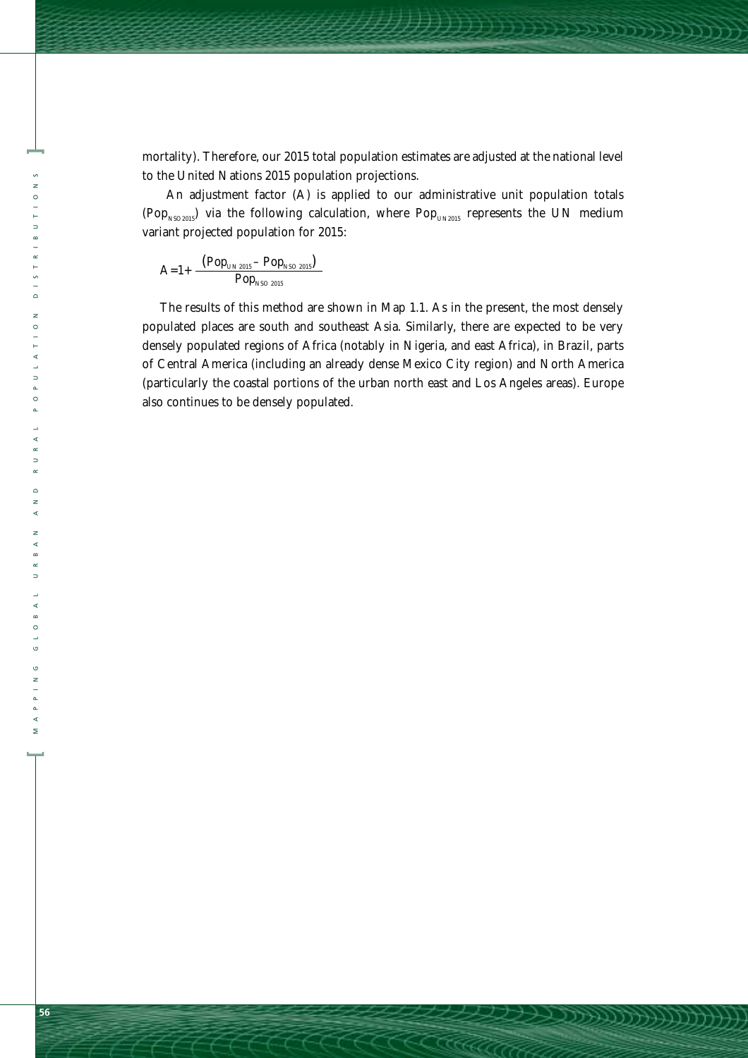mortality). Therefore, our 2015 total population estimates are adjusted at the national level to the United Nations 2015 population projections.

An adjustment factor (A) is applied to our administrative unit population totals ($Pop_{NSO\ 2015}$) via the following calculation, where $Pop_{UN\ 2015}$ represents the UN medium variant projected population for 2015:

$$A = 1 + \frac{(Pop_{UN\ 2015} - Pop_{NSO\ 2015})}{Pop_{NSO\ 2015}}$$

The results of this method are shown in Map 1.1. As in the present, the most densely populated places are south and southeast Asia. Similarly, there are expected to be very densely populated regions of Africa (notably in Nigeria, and east Africa), in Brazil, parts of Central America (including an already dense Mexico City region) and North America (particularly the coastal portions of the urban north east and Los Angeles areas). Europe also continues to be densely populated.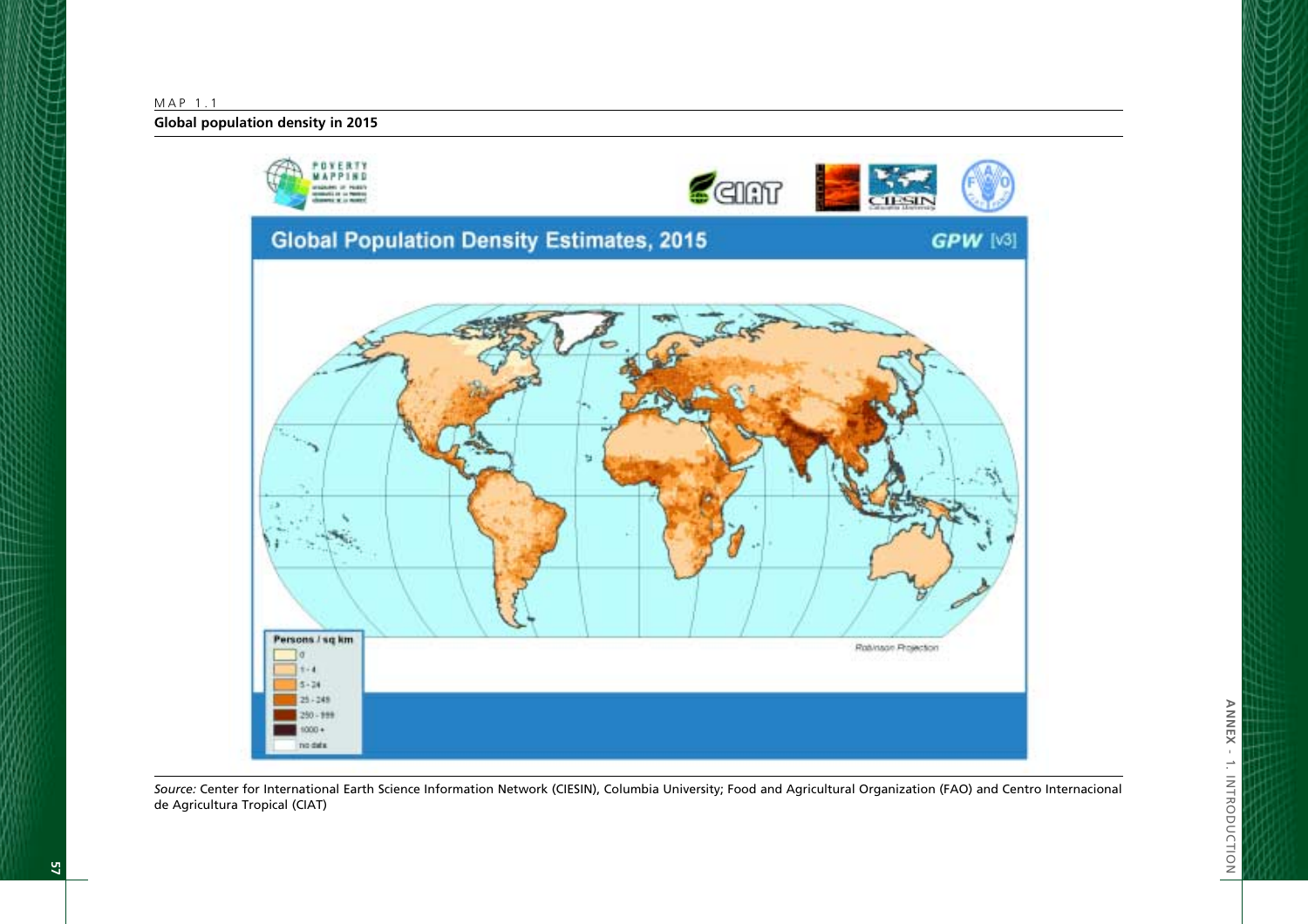MAP 1.1

**Global population density in 2015**

*Source:* Center for International Earth Science Information Network (CIESIN), Columbia University; Food and Agricultural Organization (FAO) and Centro Internacional de Agricultura Tropical (CIAT)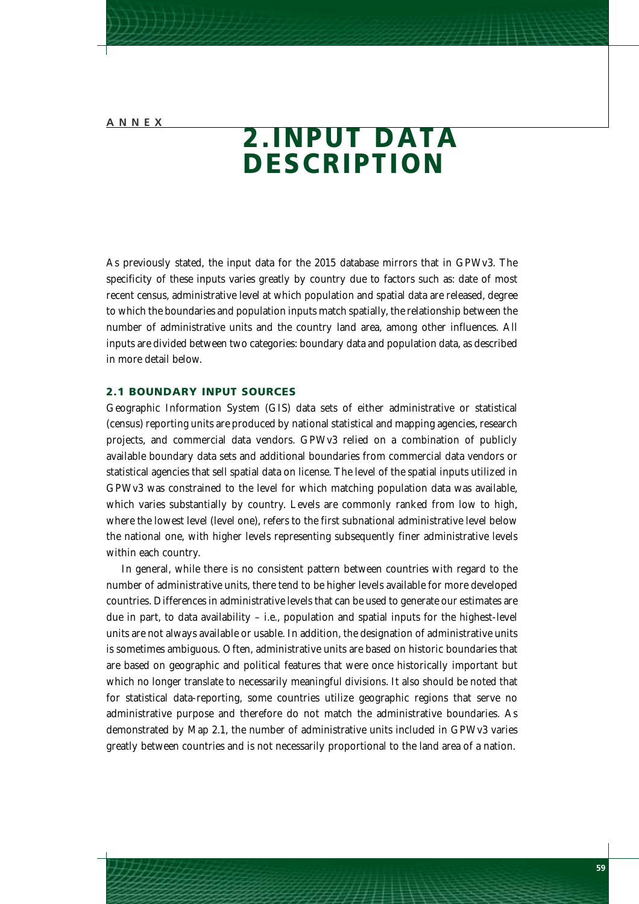ANNEX

# 2. INPUT DATA DESCRIPTION

As previously stated, the input data for the 2015 database mirrors that in GPWv3. The specificity of these inputs varies greatly by country due to factors such as: date of most recent census, administrative level at which population and spatial data are released, degree to which the boundaries and population inputs match spatially, the relationship between the number of administrative units and the country land area, among other influences. All inputs are divided between two categories: boundary data and population data, as described in more detail below.

## 2.1 BOUNDARY INPUT SOURCES

Geographic Information System (GIS) data sets of either administrative or statistical (census) reporting units are produced by national statistical and mapping agencies, research projects, and commercial data vendors. GPWv3 relied on a combination of publicly available boundary data sets and additional boundaries from commercial data vendors or statistical agencies that sell spatial data on license. The level of the spatial inputs utilized in GPWv3 was constrained to the level for which matching population data was available, which varies substantially by country. Levels are commonly ranked from low to high, where the lowest level (level one), refers to the first subnational administrative level below the national one, with higher levels representing subsequently finer administrative levels within each country.

In general, while there is no consistent pattern between countries with regard to the number of administrative units, there tend to be higher levels available for more developed countries. Differences in administrative levels that can be used to generate our estimates are due in part, to data availability – i.e., population and spatial inputs for the highest-level units are not always available or usable. In addition, the designation of administrative units is sometimes ambiguous. Often, administrative units are based on historic boundaries that are based on geographic and political features that were once historically important but which no longer translate to necessarily meaningful divisions. It also should be noted that for statistical data-reporting, some countries utilize geographic regions that serve no administrative purpose and therefore do not match the administrative boundaries. As demonstrated by Map 2.1, the number of administrative units included in GPWv3 varies greatly between countries and is not necessarily proportional to the land area of a nation.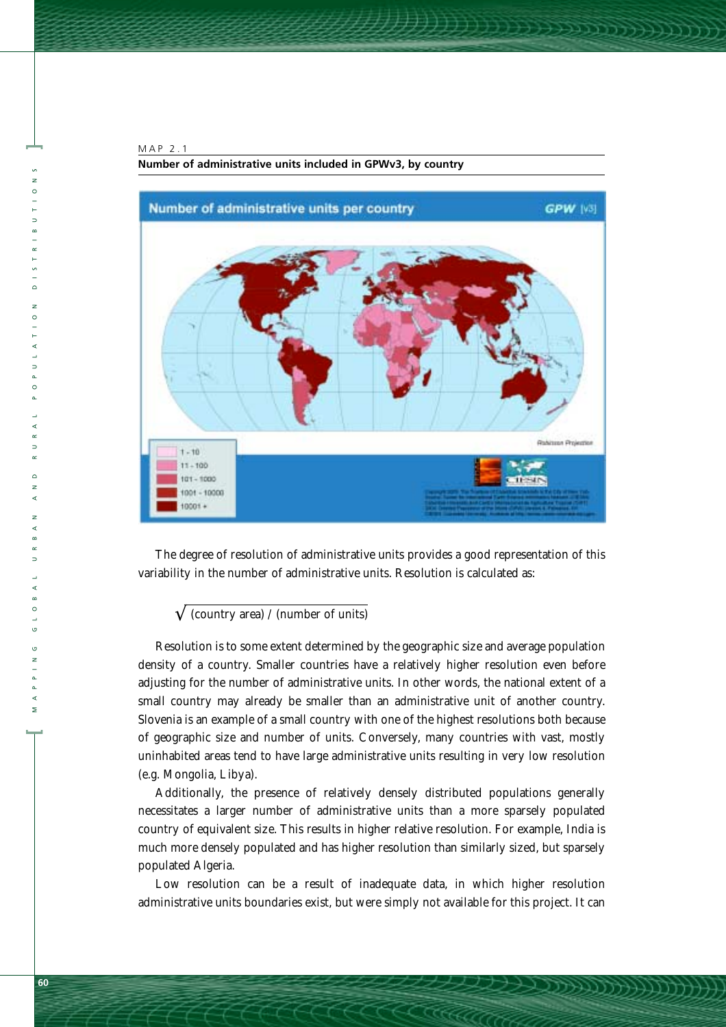MAP 2.1

**Number of administrative units included in GPWv3, by country**

The degree of resolution of administrative units provides a good representation of this variability in the number of administrative units. Resolution is calculated as:

$$\sqrt{\text{(country area) / (number of units)}}$$

Resolution is to some extent determined by the geographic size and average population density of a country. Smaller countries have a relatively higher resolution even before adjusting for the number of administrative units. In other words, the national extent of a small country may already be smaller than an administrative unit of another country. Slovenia is an example of a small country with one of the highest resolutions both because of geographic size and number of units. Conversely, many countries with vast, mostly uninhabited areas tend to have large administrative units resulting in very low resolution (e.g. Mongolia, Libya).

Additionally, the presence of relatively densely distributed populations generally necessitates a larger number of administrative units than a more sparsely populated country of equivalent size. This results in higher relative resolution. For example, India is much more densely populated and has higher resolution than similarly sized, but sparsely populated Algeria.

Low resolution can be a result of inadequate data, in which higher resolution administrative units boundaries exist, but were simply not available for this project. It can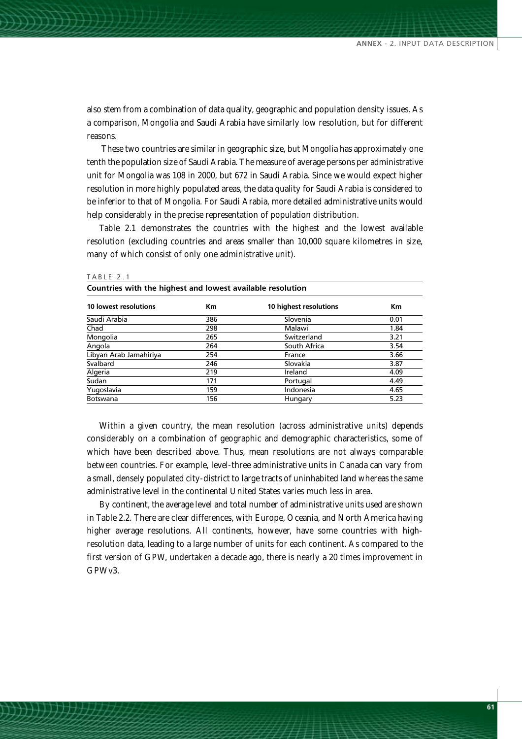also stem from a combination of data quality, geographic and population density issues. As a comparison, Mongolia and Saudi Arabia have similarly low resolution, but for different reasons.

These two countries are similar in geographic size, but Mongolia has approximately one tenth the population size of Saudi Arabia. The measure of average persons per administrative unit for Mongolia was 108 in 2000, but 672 in Saudi Arabia. Since we would expect higher resolution in more highly populated areas, the data quality for Saudi Arabia is considered to be inferior to that of Mongolia. For Saudi Arabia, more detailed administrative units would help considerably in the precise representation of population distribution.

Table 2.1 demonstrates the countries with the highest and the lowest available resolution (excluding countries and areas smaller than 10,000 square kilometres in size, many of which consist of only one administrative unit).

TABLE 2.1

**Countries with the highest and lowest available resolution**

| 10 lowest resolutions | Km | 10 highest resolutions | Km |
|---|---|---|---|
| Saudi Arabia | 386 | Slovenia | 0.01 |
| Chad | 298 | Malawi | 1.84 |
| Mongolia | 265 | Switzerland | 3.21 |
| Angola | 264 | South Africa | 3.54 |
| Libyan Arab Jamahiriya | 254 | France | 3.66 |
| Svalbard | 246 | Slovakia | 3.87 |
| Algeria | 219 | Ireland | 4.09 |
| Sudan | 171 | Portugal | 4.49 |
| Yugoslavia | 159 | Indonesia | 4.65 |
| Botswana | 156 | Hungary | 5.23 |

Within a given country, the mean resolution (across administrative units) depends considerably on a combination of geographic and demographic characteristics, some of which have been described above. Thus, mean resolutions are not always comparable between countries. For example, level-three administrative units in Canada can vary from a small, densely populated city-district to large tracts of uninhabited land whereas the same administrative level in the continental United States varies much less in area.

By continent, the average level and total number of administrative units used are shown in Table 2.2. There are clear differences, with Europe, Oceania, and North America having higher average resolutions. All continents, however, have some countries with high-resolution data, leading to a large number of units for each continent. As compared to the first version of GPW, undertaken a decade ago, there is nearly a 20 times improvement in GPWv3.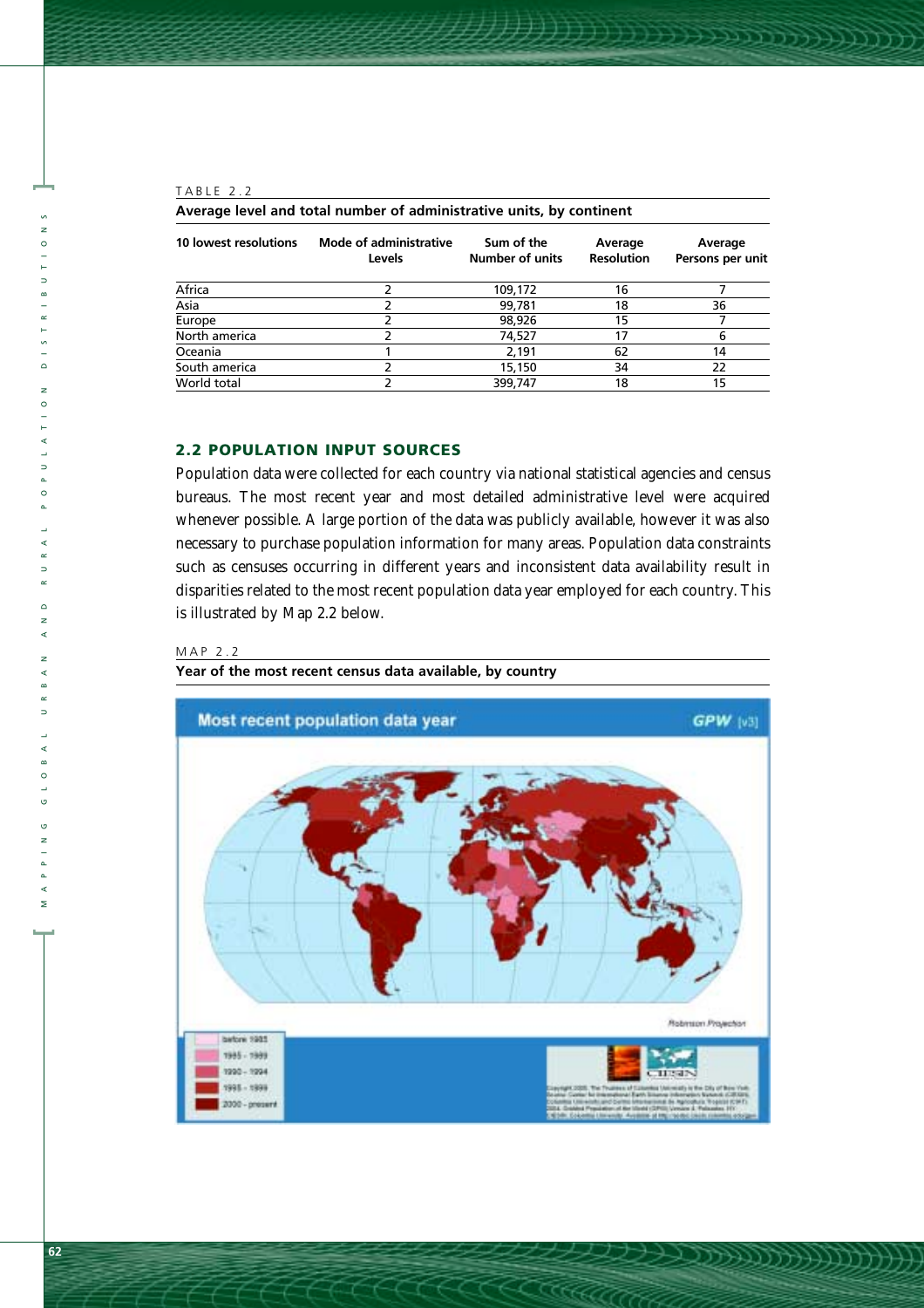TABLE 2.2

**Average level and total number of administrative units, by continent**

| 10 lowest resolutions | Mode of administrative Levels | Sum of the Number of units | Average Resolution | Average Persons per unit |
|---|---|---|---|---|
| Africa | 2 | 109,172 | 16 | 7 |
| Asia | 2 | 99,781 | 18 | 36 |
| Europe | 2 | 98,926 | 15 | 7 |
| North america | 2 | 74,527 | 17 | 6 |
| Oceania | 1 | 2,191 | 62 | 14 |
| South america | 2 | 15,150 | 34 | 22 |
| World total | 2 | 399,747 | 18 | 15 |

## 2.2 POPULATION INPUT SOURCES

Population data were collected for each country via national statistical agencies and census bureaus. The most recent year and most detailed administrative level were acquired whenever possible. A large portion of the data was publicly available, however it was also necessary to purchase population information for many areas. Population data constraints such as censuses occurring in different years and inconsistent data availability result in disparities related to the most recent population data year employed for each country. This is illustrated by Map 2.2 below.

MAP 2.2

**Year of the most recent census data available, by country**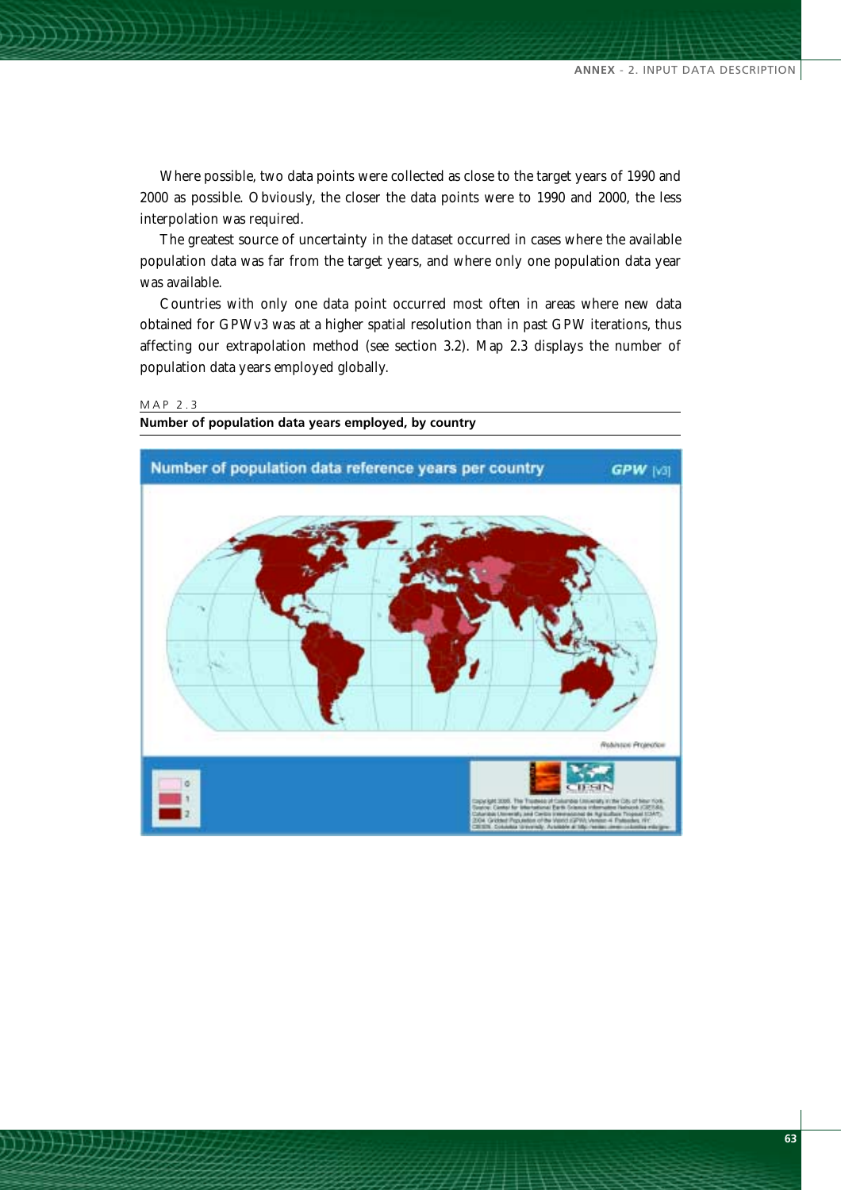Where possible, two data points were collected as close to the target years of 1990 and 2000 as possible. Obviously, the closer the data points were to 1990 and 2000, the less interpolation was required.

The greatest source of uncertainty in the dataset occurred in cases where the available population data was far from the target years, and where only one population data year was available.

Countries with only one data point occurred most often in areas where new data obtained for GPWv3 was at a higher spatial resolution than in past GPW iterations, thus affecting our extrapolation method (see section 3.2). Map 2.3 displays the number of population data years employed globally.

MAP 2.3

**Number of population data years employed, by country**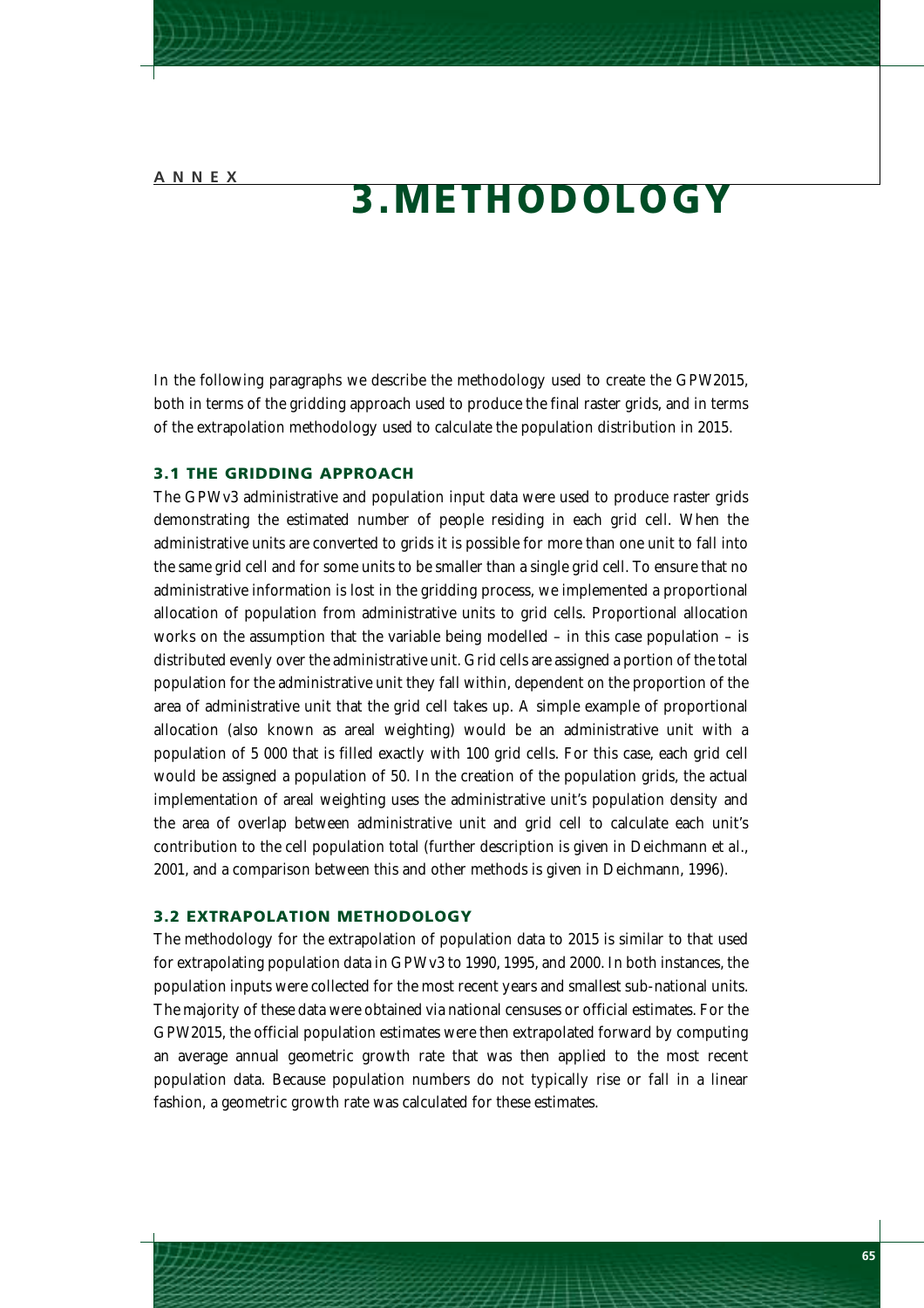ANNEX

# 3. METHODOLOGY

In the following paragraphs we describe the methodology used to create the GPW2015, both in terms of the gridding approach used to produce the final raster grids, and in terms of the extrapolation methodology used to calculate the population distribution in 2015.

## 3.1 THE GRIDDING APPROACH

The GPWv3 administrative and population input data were used to produce raster grids demonstrating the estimated number of people residing in each grid cell. When the administrative units are converted to grids it is possible for more than one unit to fall into the same grid cell and for some units to be smaller than a single grid cell. To ensure that no administrative information is lost in the gridding process, we implemented a proportional allocation of population from administrative units to grid cells. Proportional allocation works on the assumption that the variable being modelled – in this case population – is distributed evenly over the administrative unit. Grid cells are assigned a portion of the total population for the administrative unit they fall within, dependent on the proportion of the area of administrative unit that the grid cell takes up. A simple example of proportional allocation (also known as areal weighting) would be an administrative unit with a population of 5 000 that is filled exactly with 100 grid cells. For this case, each grid cell would be assigned a population of 50. In the creation of the population grids, the actual implementation of areal weighting uses the administrative unit's population density and the area of overlap between administrative unit and grid cell to calculate each unit's contribution to the cell population total (further description is given in Deichmann et al., 2001, and a comparison between this and other methods is given in Deichmann, 1996).

## 3.2 EXTRAPOLATION METHODOLOGY

The methodology for the extrapolation of population data to 2015 is similar to that used for extrapolating population data in GPWv3 to 1990, 1995, and 2000. In both instances, the population inputs were collected for the most recent years and smallest sub-national units. The majority of these data were obtained via national censuses or official estimates. For the GPW2015, the official population estimates were then extrapolated forward by computing an average annual geometric growth rate that was then applied to the most recent population data. Because population numbers do not typically rise or fall in a linear fashion, a geometric growth rate was calculated for these estimates.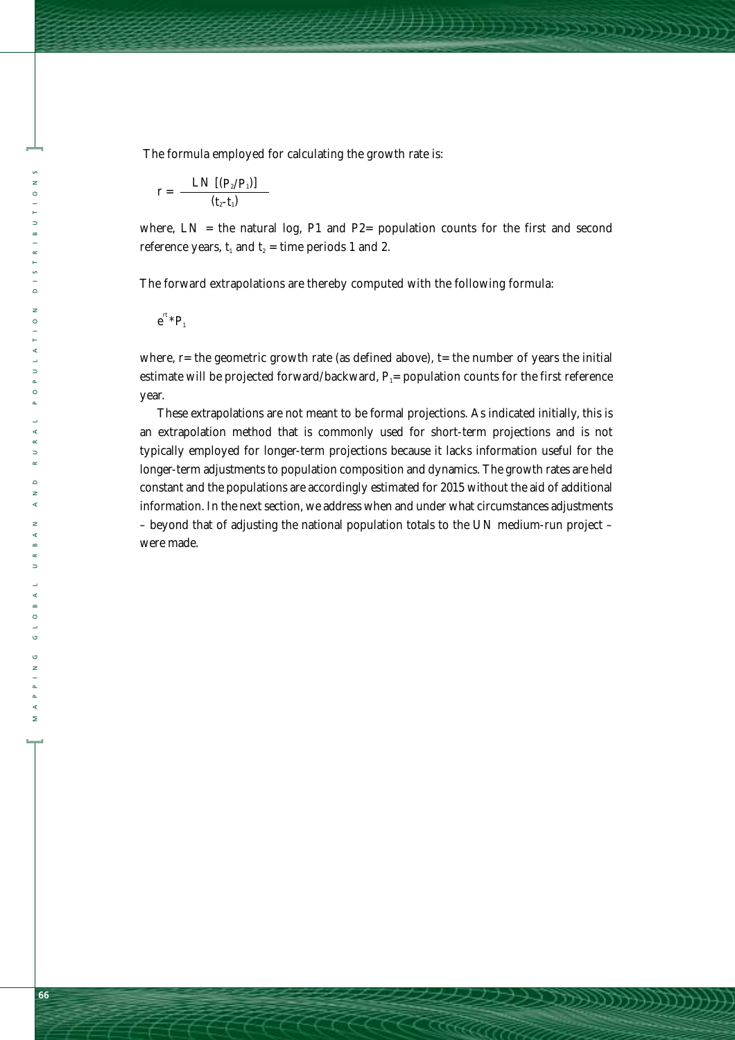The formula employed for calculating the growth rate is:

$$r = \frac{LN\ [(P_2/P_1)]}{(t_2 - t_1)}$$

where, LN = the natural log, P1 and P2= population counts for the first and second reference years, $t_1$ and $t_2$ = time periods 1 and 2.

The forward extrapolations are thereby computed with the following formula:

$$e^{rt} * P_1$$

where, r= the geometric growth rate (as defined above), t= the number of years the initial estimate will be projected forward/backward, $P_1$= population counts for the first reference year.

These extrapolations are not meant to be formal projections. As indicated initially, this is an extrapolation method that is commonly used for short-term projections and is not typically employed for longer-term projections because it lacks information useful for the longer-term adjustments to population composition and dynamics. The growth rates are held constant and the populations are accordingly estimated for 2015 without the aid of additional information. In the next section, we address when and under what circumstances adjustments – beyond that of adjusting the national population totals to the UN medium-run project – were made.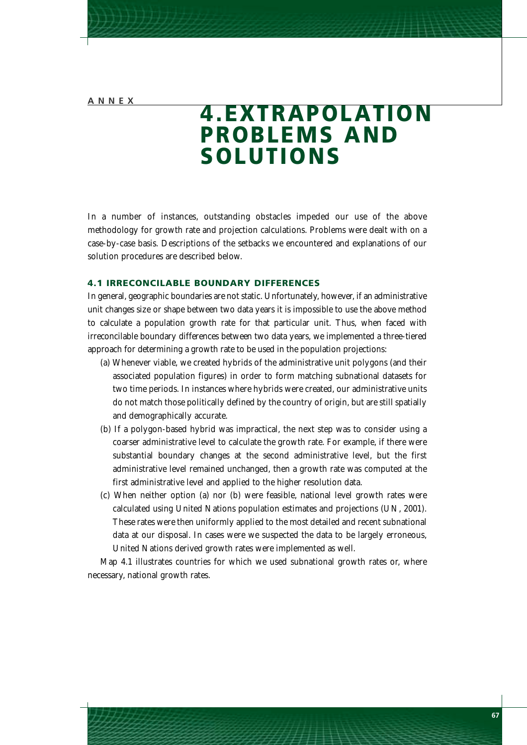ANNEX

# 4. EXTRAPOLATION PROBLEMS AND SOLUTIONS

In a number of instances, outstanding obstacles impeded our use of the above methodology for growth rate and projection calculations. Problems were dealt with on a case-by-case basis. Descriptions of the setbacks we encountered and explanations of our solution procedures are described below.

## 4.1 IRRECONCILABLE BOUNDARY DIFFERENCES

In general, geographic boundaries are not static. Unfortunately, however, if an administrative unit changes size or shape between two data years it is impossible to use the above method to calculate a population growth rate for that particular unit. Thus, when faced with irreconcilable boundary differences between two data years, we implemented a three-tiered approach for determining a growth rate to be used in the population projections:

(a) Whenever viable, we created hybrids of the administrative unit polygons (and their associated population figures) in order to form matching subnational datasets for two time periods. In instances where hybrids were created, our administrative units do not match those politically defined by the country of origin, but are still spatially and demographically accurate.

(b) If a polygon-based hybrid was impractical, the next step was to consider using a coarser administrative level to calculate the growth rate. For example, if there were substantial boundary changes at the second administrative level, but the first administrative level remained unchanged, then a growth rate was computed at the first administrative level and applied to the higher resolution data.

(c) When neither option (a) nor (b) were feasible, national level growth rates were calculated using United Nations population estimates and projections (UN, 2001). These rates were then uniformly applied to the most detailed and recent subnational data at our disposal. In cases were we suspected the data to be largely erroneous, United Nations derived growth rates were implemented as well.

Map 4.1 illustrates countries for which we used subnational growth rates or, where necessary, national growth rates.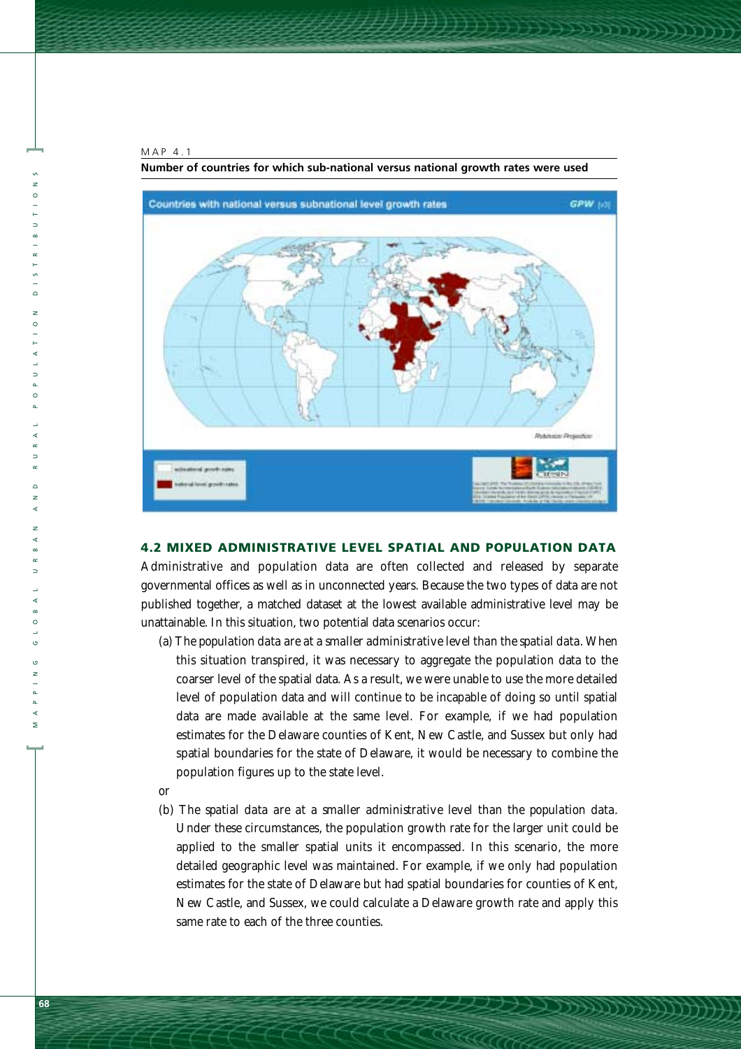MAP 4.1

**Number of countries for which sub-national versus national growth rates were used**

## 4.2 MIXED ADMINISTRATIVE LEVEL SPATIAL AND POPULATION DATA

Administrative and population data are often collected and released by separate governmental offices as well as in unconnected years. Because the two types of data are not published together, a matched dataset at the lowest available administrative level may be unattainable. In this situation, two potential data scenarios occur:

(a) The population data are at a smaller administrative level than the spatial data. When this situation transpired, it was necessary to aggregate the population data to the coarser level of the spatial data. As a result, we were unable to use the more detailed level of population data and will continue to be incapable of doing so until spatial data are made available at the same level. For example, if we had population estimates for the Delaware counties of Kent, New Castle, and Sussex but only had spatial boundaries for the state of Delaware, it would be necessary to combine the population figures up to the state level.

or

(b) The spatial data are at a smaller administrative level than the population data. Under these circumstances, the population growth rate for the larger unit could be applied to the smaller spatial units it encompassed. In this scenario, the more detailed geographic level was maintained. For example, if we only had population estimates for the state of Delaware but had spatial boundaries for counties of Kent, New Castle, and Sussex, we could calculate a Delaware growth rate and apply this same rate to each of the three counties.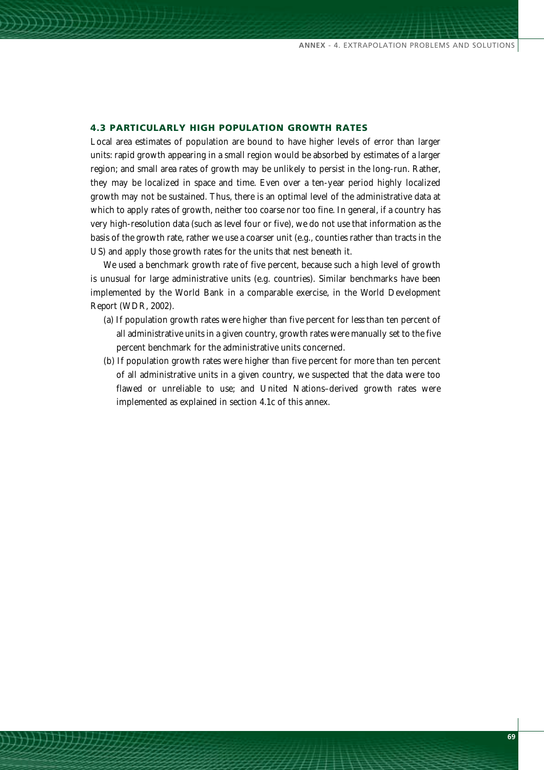### 4.3 PARTICULARLY HIGH POPULATION GROWTH RATES

Local area estimates of population are bound to have higher levels of error than larger units: rapid growth appearing in a small region would be absorbed by estimates of a larger region; and small area rates of growth may be unlikely to persist in the long-run. Rather, they may be localized in space and time. Even over a ten-year period highly localized growth may not be sustained. Thus, there is an optimal level of the administrative data at which to apply rates of growth, neither too coarse nor too fine. In general, if a country has very high-resolution data (such as level four or five), we do not use that information as the basis of the growth rate, rather we use a coarser unit (e.g., counties rather than tracts in the US) and apply those growth rates for the units that nest beneath it.

We used a benchmark growth rate of five percent, because such a high level of growth is unusual for large administrative units (e.g. countries). Similar benchmarks have been implemented by the World Bank in a comparable exercise, in the World Development Report (WDR, 2002).

(a) If population growth rates were higher than five percent for *less* than ten percent of all administrative units in a given country, growth rates were manually set to the five percent benchmark for the administrative units concerned.

(b) If population growth rates were higher than five percent for *more* than ten percent of all administrative units in a given country, we suspected that the data were too flawed or unreliable to use; and United Nations–derived growth rates were implemented as explained in section 4.1c of this annex.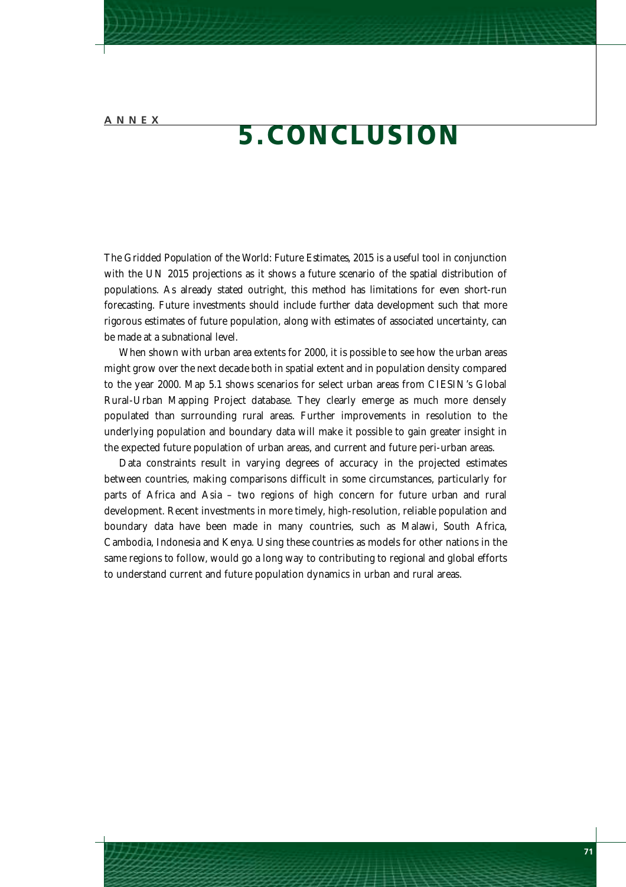ANNEX

# 5. CONCLUSION

The Gridded Population of the World: Future Estimates, 2015 is a useful tool in conjunction with the UN 2015 projections as it shows a future scenario of the spatial distribution of populations. As already stated outright, this method has limitations for even short-run forecasting. Future investments should include further data development such that more rigorous estimates of future population, along with estimates of associated uncertainty, can be made at a subnational level.

When shown with urban area extents for 2000, it is possible to see how the urban areas might grow over the next decade both in spatial extent and in population density compared to the year 2000. Map 5.1 shows scenarios for select urban areas from CIESIN's Global Rural-Urban Mapping Project database. They clearly emerge as much more densely populated than surrounding rural areas. Further improvements in resolution to the underlying population and boundary data will make it possible to gain greater insight in the expected future population of urban areas, and current and future peri-urban areas.

Data constraints result in varying degrees of accuracy in the projected estimates between countries, making comparisons difficult in some circumstances, particularly for parts of Africa and Asia – two regions of high concern for future urban and rural development. Recent investments in more timely, high-resolution, reliable population and boundary data have been made in many countries, such as Malawi, South Africa, Cambodia, Indonesia and Kenya. Using these countries as models for other nations in the same regions to follow, would go a long way to contributing to regional and global efforts to understand current and future population dynamics in urban and rural areas.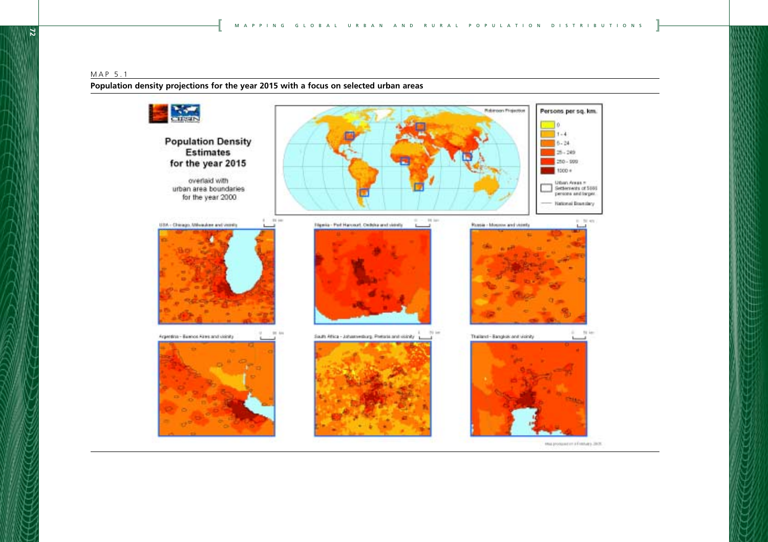MAP 5.1

**Population density projections for the year 2015 with a focus on selected urban areas**

Population Density Estimates for the year 2015

overlaid with urban area boundaries for the year 2000

Robinson Projection

Persons per sq. km.

- 0
- 1 - 4
- 5 - 24
- 25 - 249
- 250 - 999
- 1000 +

Urban Areas = Settlements of 5000 persons and larger

National Boundary

USA - Chicago, Milwaukee and vicinity

Nigeria - Port Harcourt, Onitsha and vicinity

Russia - Moscow and vicinity

Argentina - Buenos Aires and vicinity

South Africa - Johannesburg, Pretoria and vicinity

Thailand - Bangkok and vicinity

Map produced on 4 February 2005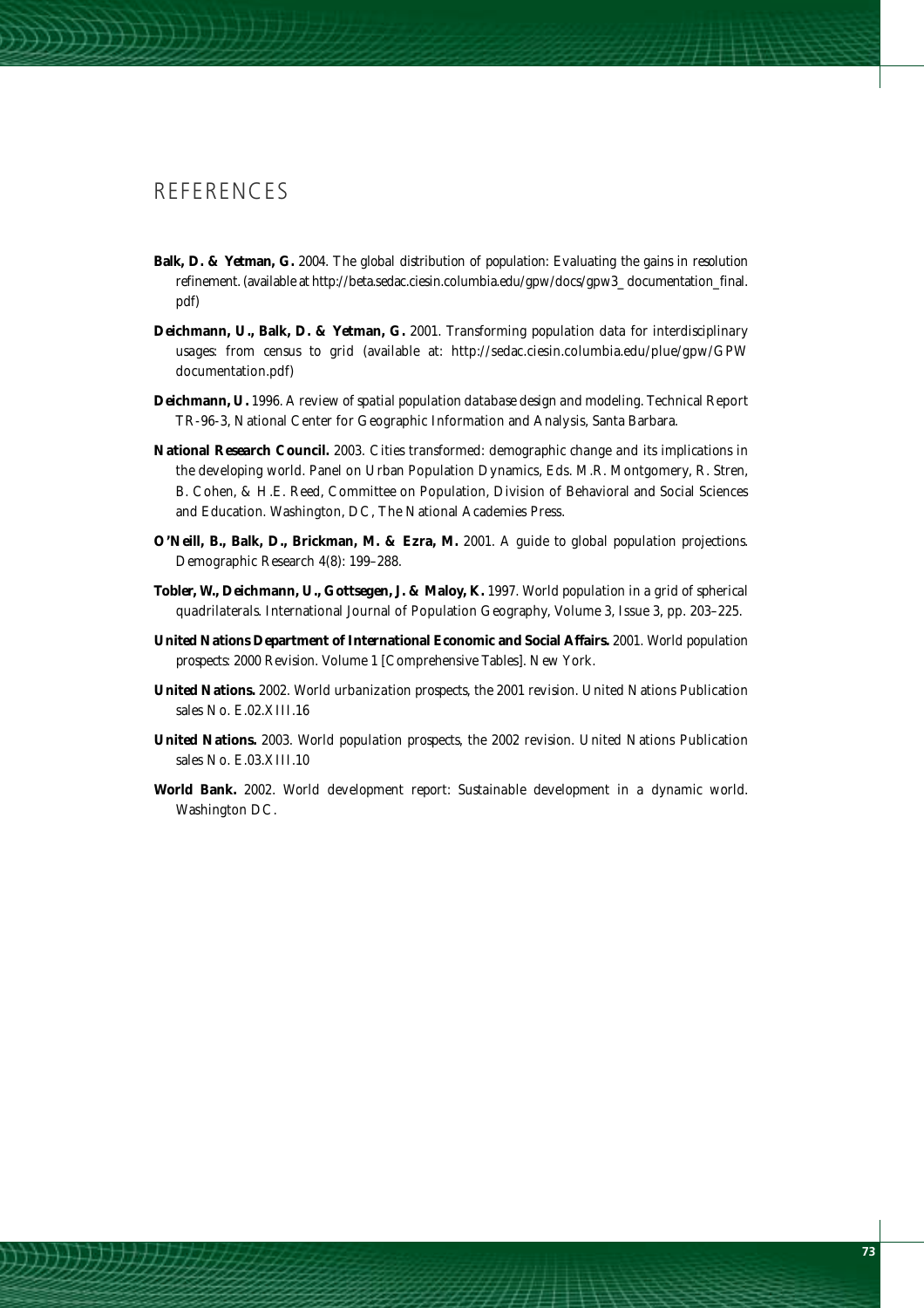# REFERENCES

**Balk, D. & Yetman, G.** 2004. The global distribution of population: Evaluating the gains in resolution refinement. (available at http://beta.sedac.ciesin.columbia.edu/gpw/docs/gpw3_ documentation_final. pdf)

**Deichmann, U., Balk, D. & Yetman, G.** 2001. Transforming population data for interdisciplinary usages: from census to grid (available at: http://sedac.ciesin.columbia.edu/plue/gpw/GPW documentation.pdf)

**Deichmann, U.** 1996. A review of spatial population database design and modeling. Technical Report TR-96-3, National Center for Geographic Information and Analysis, Santa Barbara.

**National Research Council.** 2003. Cities transformed: demographic change and its implications in the developing world. Panel on Urban Population Dynamics, Eds. M.R. Montgomery, R. Stren, B. Cohen, & H.E. Reed, Committee on Population, Division of Behavioral and Social Sciences and Education. Washington, DC, The National Academies Press.

**O'Neill, B., Balk, D., Brickman, M. & Ezra, M.** 2001. A guide to global population projections. Demographic Research 4(8): 199–288.

**Tobler, W., Deichmann, U., Gottsegen, J. & Maloy, K.** 1997. World population in a grid of spherical quadrilaterals. International Journal of Population Geography, Volume 3, Issue 3, pp. 203–225.

**United Nations Department of International Economic and Social Affairs.** 2001. World population prospects: 2000 Revision. Volume 1 [Comprehensive Tables]. New York.

**United Nations.** 2002. World urbanization prospects, the 2001 revision. United Nations Publication sales No. E.02.XIII.16

**United Nations.** 2003. World population prospects, the 2002 revision. United Nations Publication sales No. E.03.XIII.10

**World Bank.** 2002. World development report: Sustainable development in a dynamic world. Washington DC.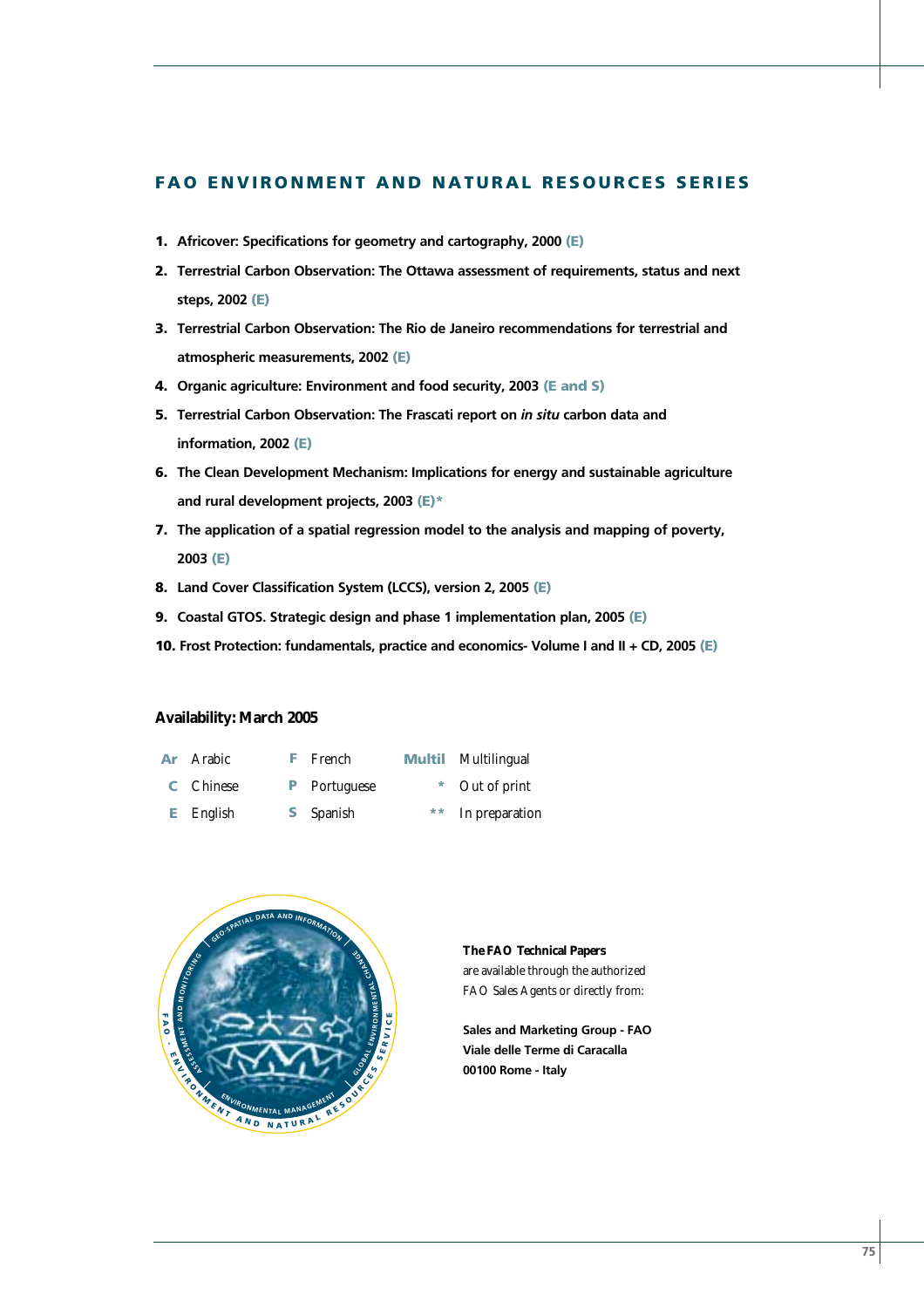## FAO ENVIRONMENT AND NATURAL RESOURCES SERIES

1. **Africover: Specifications for geometry and cartography, 2000 (E)**
2. **Terrestrial Carbon Observation: The Ottawa assessment of requirements, status and next steps, 2002 (E)**
3. **Terrestrial Carbon Observation: The Rio de Janeiro recommendations for terrestrial and atmospheric measurements, 2002 (E)**
4. **Organic agriculture: Environment and food security, 2003 (E and S)**
5. **Terrestrial Carbon Observation: The Frascati report on *in situ* carbon data and information, 2002 (E)**
6. **The Clean Development Mechanism: Implications for energy and sustainable agriculture and rural development projects, 2003 (E)***
7. **The application of a spatial regression model to the analysis and mapping of poverty, 2003 (E)**
8. **Land Cover Classification System (LCCS), version 2, 2005 (E)**
9. **Coastal GTOS. Strategic design and phase 1 implementation plan, 2005 (E)**
10. **Frost Protection: fundamentals, practice and economics- Volume I and II + CD, 2005 (E)**

**Availability: March 2005**

| | | | | | |
|---|---|---|---|---|---|
| **Ar** | Arabic | **F** | French | **Multil** | Multilingual |
| **C** | Chinese | **P** | Portuguese | * | Out of print |
| **E** | English | **S** | Spanish | ** | In preparation |

**The FAO Technical Papers**
are available through the authorized
FAO Sales Agents or directly from:

**Sales and Marketing Group - FAO**
**Viale delle Terme di Caracalla**
**00100 Rome - Italy**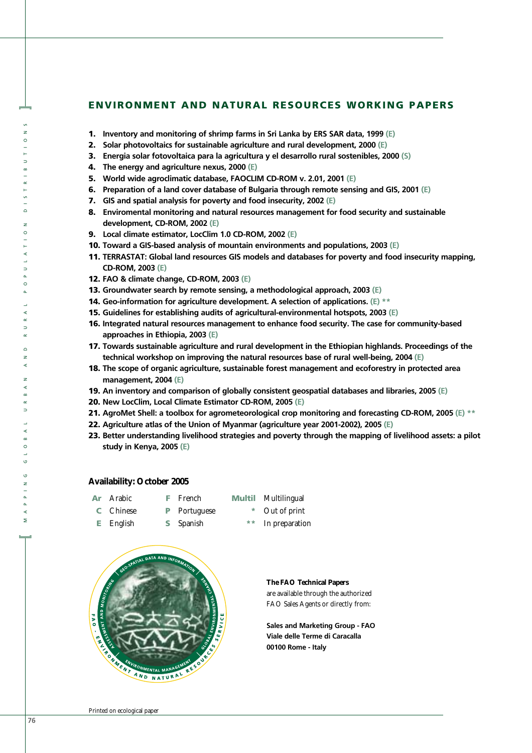## ENVIRONMENT AND NATURAL RESOURCES WORKING PAPERS

1. Inventory and monitoring of shrimp farms in Sri Lanka by ERS SAR data, 1999 (E)
2. Solar photovoltaics for sustainable agriculture and rural development, 2000 (E)
3. Energia solar fotovoltaica para la agricultura y el desarrollo rural sostenibles, 2000 (S)
4. The energy and agriculture nexus, 2000 (E)
5. World wide agroclimatic database, FAOCLIM CD-ROM v. 2.01, 2001 (E)
6. Preparation of a land cover database of Bulgaria through remote sensing and GIS, 2001 (E)
7. GIS and spatial analysis for poverty and food insecurity, 2002 (E)
8. Enviromental monitoring and natural resources management for food security and sustainable development, CD-ROM, 2002 (E)
9. Local climate estimator, LocClim 1.0 CD-ROM, 2002 (E)
10. Toward a GIS-based analysis of mountain environments and populations, 2003 (E)
11. TERRASTAT: Global land resources GIS models and databases for poverty and food insecurity mapping, CD-ROM, 2003 (E)
12. FAO & climate change, CD-ROM, 2003 (E)
13. Groundwater search by remote sensing, a methodological approach, 2003 (E)
14. Geo-information for agriculture development. A selection of applications. (E) **
15. Guidelines for establishing audits of agricultural-environmental hotspots, 2003 (E)
16. Integrated natural resources management to enhance food security. The case for community-based approaches in Ethiopia, 2003 (E)
17. Towards sustainable agriculture and rural development in the Ethiopian highlands. Proceedings of the technical workshop on improving the natural resources base of rural well-being, 2004 (E)
18. The scope of organic agriculture, sustainable forest management and ecoforestry in protected area management, 2004 (E)
19. An inventory and comparison of globally consistent geospatial databases and libraries, 2005 (E)
20. New LocClim, Local Climate Estimator CD-ROM, 2005 (E)
21. AgroMet Shell: a toolbox for agrometeorological crop monitoring and forecasting CD-ROM, 2005 (E) **
22. Agriculture atlas of the Union of Myanmar (agriculture year 2001-2002), 2005 (E)
23. Better understanding livelihood strategies and poverty through the mapping of livelihood assets: a pilot study in Kenya, 2005 (E)

**Availability: October 2005**

| | | | | | |
|---|---|---|---|---|---|
| Ar | Arabic | F | French | Multil | Multilingual |
| C | Chinese | P | Portuguese | * | Out of print |
| E | English | S | Spanish | ** | In preparation |

**The FAO Technical Papers**
are available through the authorized
FAO Sales Agents or directly from:

**Sales and Marketing Group - FAO**
**Viale delle Terme di Caracalla**
**00100 Rome - Italy**

Printed on ecological paper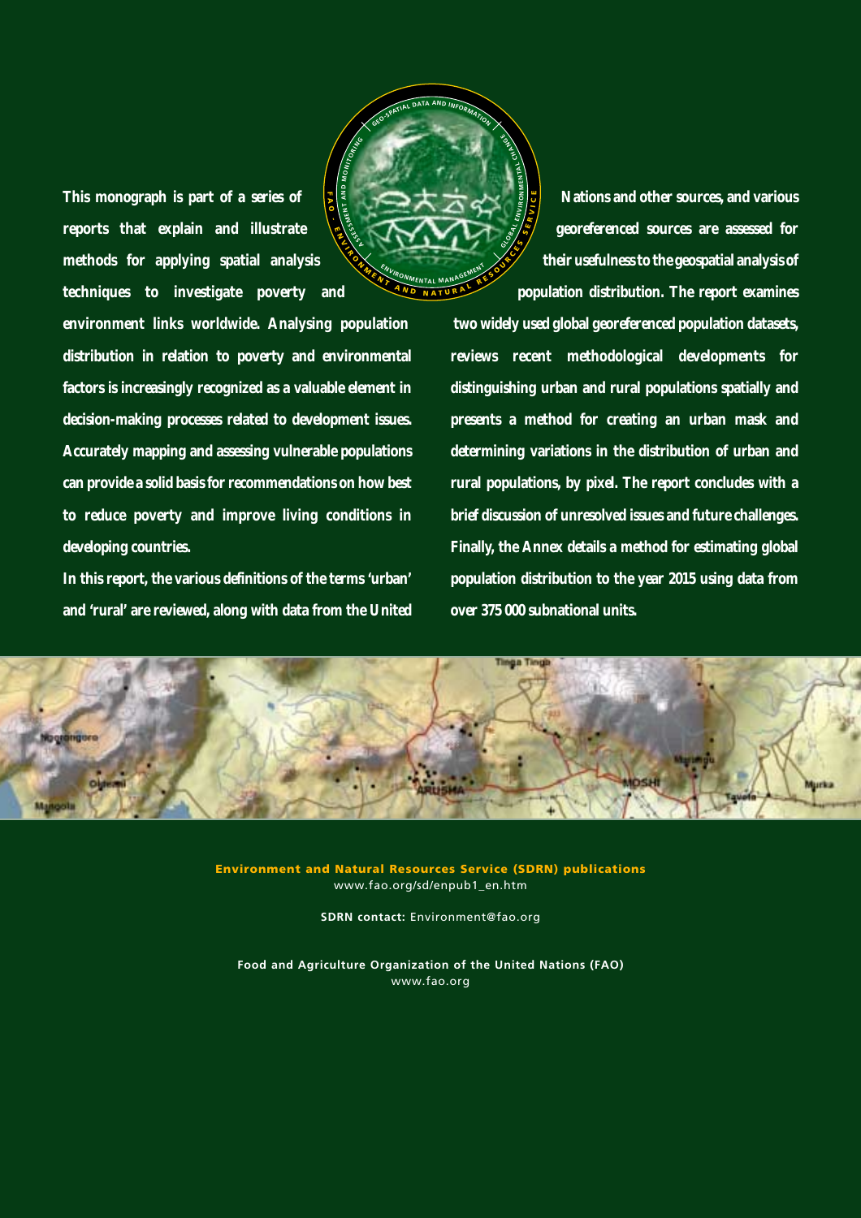This monograph is part of a series of reports that explain and illustrate methods for applying spatial analysis techniques to investigate poverty and environment links worldwide. Analysing population distribution in relation to poverty and environmental factors is increasingly recognized as a valuable element in decision-making processes related to development issues. Accurately mapping and assessing vulnerable populations can provide a solid basis for recommendations on how best to reduce poverty and improve living conditions in developing countries.

In this report, the various definitions of the terms 'urban' and 'rural' are reviewed, along with data from the United Nations and other sources, and various georeferenced sources are assessed for their usefulness to the geospatial analysis of population distribution. The report examines two widely used global georeferenced population datasets, reviews recent methodological developments for distinguishing urban and rural populations spatially and presents a method for creating an urban mask and determining variations in the distribution of urban and rural populations, by pixel. The report concludes with a brief discussion of unresolved issues and future challenges. Finally, the Annex details a method for estimating global population distribution to the year 2015 using data from over 375 000 subnational units.

**Environment and Natural Resources Service (SDRN) publications**
www.fao.org/sd/enpub1_en.htm

**SDRN contact:** Environment@fao.org

**Food and Agriculture Organization of the United Nations (FAO)**
www.fao.org